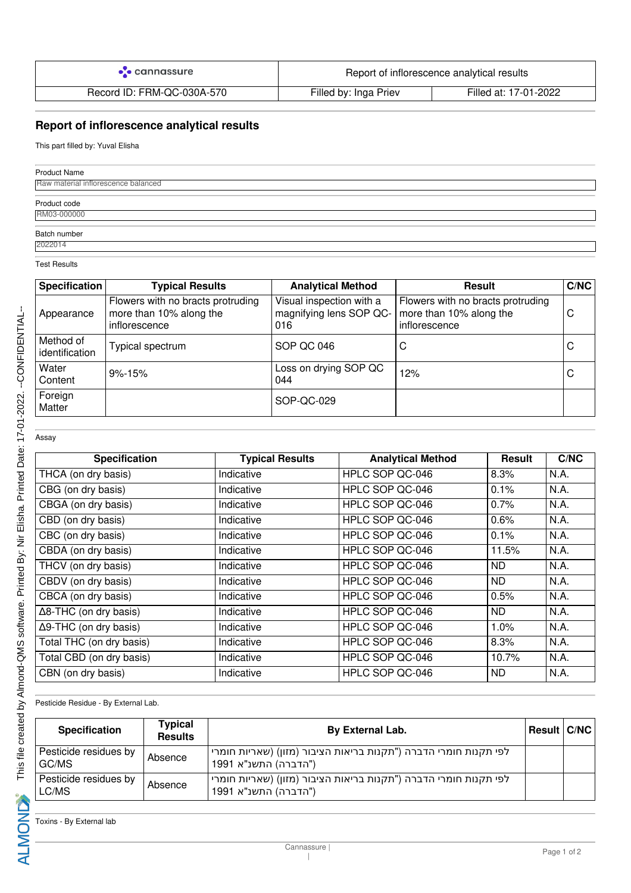| cannassure | Report of inflorescence analytical results | |
| --- | --- | --- |
| Record ID: FRM-QC-030A-570 | Filled by: Inga Priev | Filled at: 17-01-2022 |

## Report of inflorescence analytical results

This part filled by: Yuval Elisha

Product Name

Raw material inflorescence balanced

Product code

RM03-000000

Batch number

2022014

Test Results

| Specification | Typical Results | Analytical Method | Result | C/NC |
| --- | --- | --- | --- | --- |
| Appearance | Flowers with no bracts protruding more than 10% along the inflorescence | Visual inspection with a magnifying lens SOP QC-016 | Flowers with no bracts protruding more than 10% along the inflorescence | C |
| Method of identification | Typical spectrum | SOP QC 046 | C | C |
| Water Content | 9%-15% | Loss on drying SOP QC 044 | 12% | C |
| Foreign Matter | | SOP-QC-029 | | |

Assay

| Specification | Typical Results | Analytical Method | Result | C/NC |
| --- | --- | --- | --- | --- |
| THCA (on dry basis) | Indicative | HPLC SOP QC-046 | 8.3% | N.A. |
| CBG (on dry basis) | Indicative | HPLC SOP QC-046 | 0.1% | N.A. |
| CBGA (on dry basis) | Indicative | HPLC SOP QC-046 | 0.7% | N.A. |
| CBD (on dry basis) | Indicative | HPLC SOP QC-046 | 0.6% | N.A. |
| CBC (on dry basis) | Indicative | HPLC SOP QC-046 | 0.1% | N.A. |
| CBDA (on dry basis) | Indicative | HPLC SOP QC-046 | 11.5% | N.A. |
| THCV (on dry basis) | Indicative | HPLC SOP QC-046 | ND | N.A. |
| CBDV (on dry basis) | Indicative | HPLC SOP QC-046 | ND | N.A. |
| CBCA (on dry basis) | Indicative | HPLC SOP QC-046 | 0.5% | N.A. |
| Δ8-THC (on dry basis) | Indicative | HPLC SOP QC-046 | ND | N.A. |
| Δ9-THC (on dry basis) | Indicative | HPLC SOP QC-046 | 1.0% | N.A. |
| Total THC (on dry basis) | Indicative | HPLC SOP QC-046 | 8.3% | N.A. |
| Total CBD (on dry basis) | Indicative | HPLC SOP QC-046 | 10.7% | N.A. |
| CBN (on dry basis) | Indicative | HPLC SOP QC-046 | ND | N.A. |

Pesticide Residue - By External Lab.

| Specification | Typical Results | By External Lab. | Result | C/NC |
| --- | --- | --- | --- | --- |
| Pesticide residues by GC/MS | Absence | לפי תקנות חומרי הדברה ("תקנות בריאות הציבור (מזון) (שאריות חומרי הדברה") התשנ"א 1991 | | |
| Pesticide residues by LC/MS | Absence | לפי תקנות חומרי הדברה ("תקנות בריאות הציבור (מזון) (שאריות חומרי הדברה") התשנ"א 1991 | | |

Toxins - By External lab

This file created by Almond-QMS software. Printed By: Nir Elisha. Printed Date: 17-01-2022. --CONFIDENTIAL--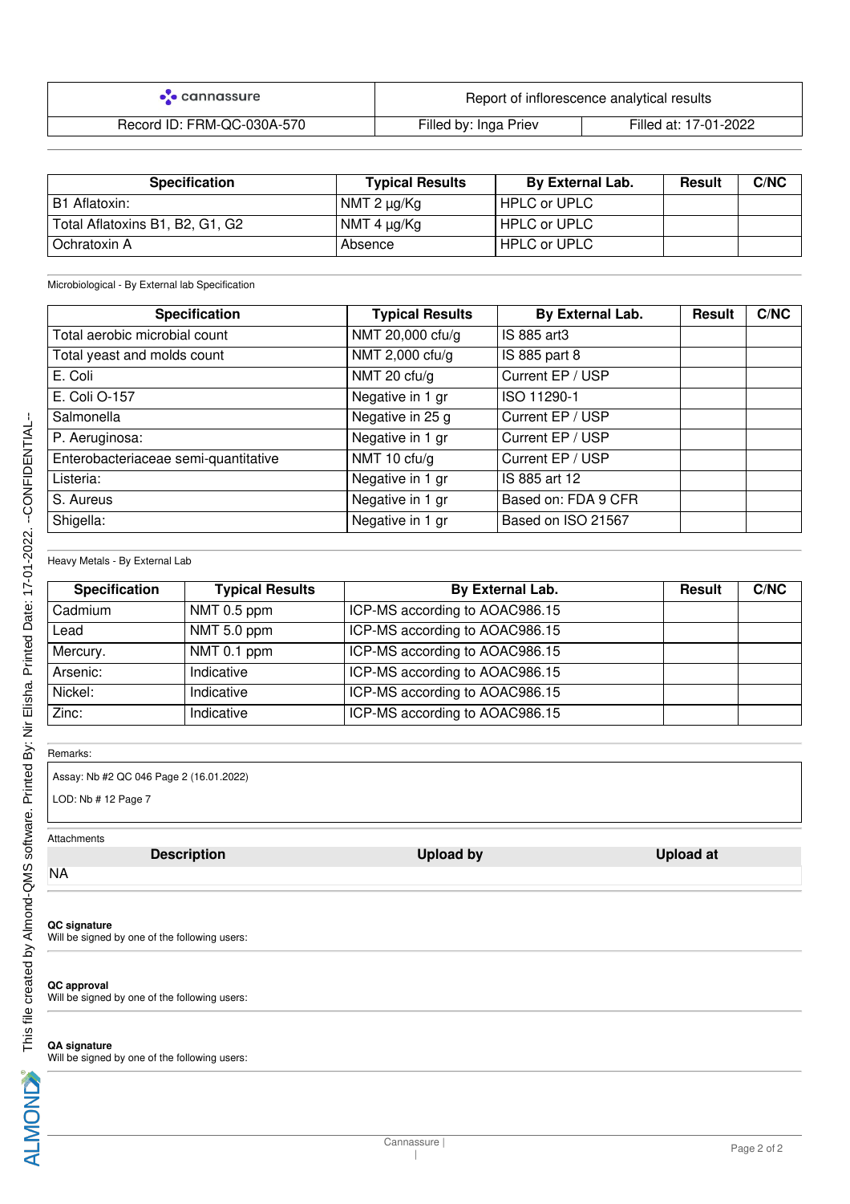| cannassure | Report of inflorescence analytical results | |
|---|---|---|
| Record ID: FRM-QC-030A-570 | Filled by: Inga Priev | Filled at: 17-01-2022 |

| Specification | Typical Results | By External Lab. | Result | C/NC |
|---|---|---|---|---|
| B1 Aflatoxin: | NMT 2 µg/Kg | HPLC or UPLC | | |
| Total Aflatoxins B1, B2, G1, G2 | NMT 4 µg/Kg | HPLC or UPLC | | |
| Ochratoxin A | Absence | HPLC or UPLC | | |

Microbiological - By External lab Specification

| Specification | Typical Results | By External Lab. | Result | C/NC |
|---|---|---|---|---|
| Total aerobic microbial count | NMT 20,000 cfu/g | IS 885 art3 | | |
| Total yeast and molds count | NMT 2,000 cfu/g | IS 885 part 8 | | |
| E. Coli | NMT 20 cfu/g | Current EP / USP | | |
| E. Coli O-157 | Negative in 1 gr | ISO 11290-1 | | |
| Salmonella | Negative in 25 g | Current EP / USP | | |
| P. Aeruginosa: | Negative in 1 gr | Current EP / USP | | |
| Enterobacteriaceae semi-quantitative | NMT 10 cfu/g | Current EP / USP | | |
| Listeria: | Negative in 1 gr | IS 885 art 12 | | |
| S. Aureus | Negative in 1 gr | Based on: FDA 9 CFR | | |
| Shigella: | Negative in 1 gr | Based on ISO 21567 | | |

Heavy Metals - By External Lab

| Specification | Typical Results | By External Lab. | Result | C/NC |
|---|---|---|---|---|
| Cadmium | NMT 0.5 ppm | ICP-MS according to AOAC986.15 | | |
| Lead | NMT 5.0 ppm | ICP-MS according to AOAC986.15 | | |
| Mercury. | NMT 0.1 ppm | ICP-MS according to AOAC986.15 | | |
| Arsenic: | Indicative | ICP-MS according to AOAC986.15 | | |
| Nickel: | Indicative | ICP-MS according to AOAC986.15 | | |
| Zinc: | Indicative | ICP-MS according to AOAC986.15 | | |

Remarks:

Assay: Nb #2 QC 046 Page 2 (16.01.2022)

LOD: Nb # 12 Page 7

Attachments

| Description | Upload by | Upload at |
|---|---|---|
| NA | | |

**QC signature**
Will be signed by one of the following users:

**QC approval**
Will be signed by one of the following users:

**QA signature**
Will be signed by one of the following users: